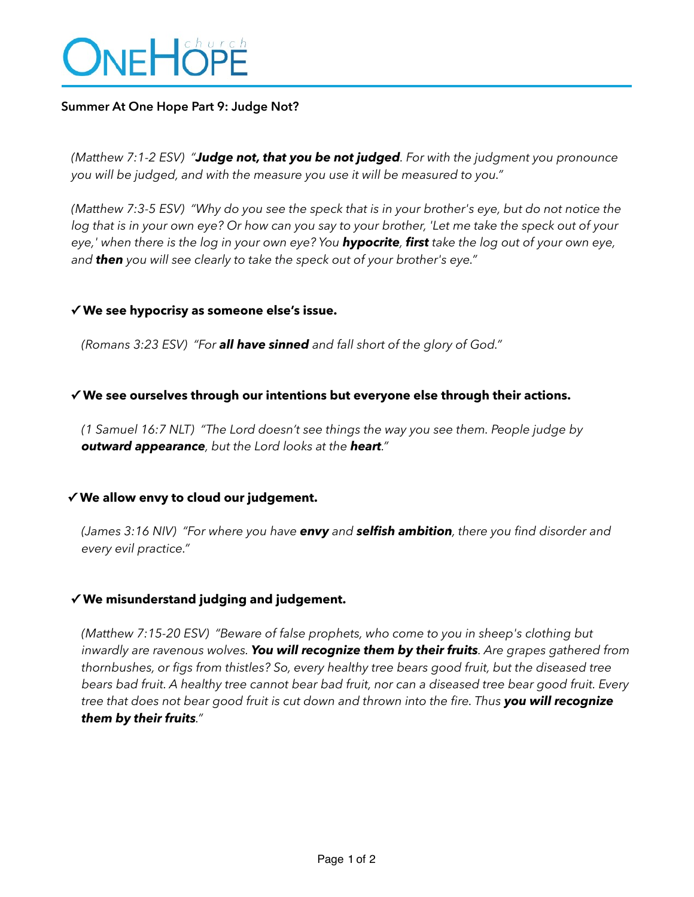# ONEHOPE church

## Summer At One Hope Part 9: Judge Not?

*(Matthew 7:1-2 ESV) "**Judge not, that you be not judged**. For with the judgment you pronounce you will be judged, and with the measure you use it will be measured to you."*

*(Matthew 7:3-5 ESV) "Why do you see the speck that is in your brother's eye, but do not notice the log that is in your own eye? Or how can you say to your brother, 'Let me take the speck out of your eye,' when there is the log in your own eye? You **hypocrite**, **first** take the log out of your own eye, and **then** you will see clearly to take the speck out of your brother's eye."*

**✓ We see hypocrisy as someone else's issue.**

*(Romans 3:23 ESV) "For **all have sinned** and fall short of the glory of God."*

**✓ We see ourselves through our intentions but everyone else through their actions.**

*(1 Samuel 16:7 NLT) "The Lord doesn't see things the way you see them. People judge by **outward appearance**, but the Lord looks at the **heart**."*

**✓ We allow envy to cloud our judgement.**

*(James 3:16 NIV) "For where you have **envy** and **selfish ambition**, there you find disorder and every evil practice."*

**✓ We misunderstand judging and judgement.**

*(Matthew 7:15-20 ESV) "Beware of false prophets, who come to you in sheep's clothing but inwardly are ravenous wolves. **You will recognize them by their fruits**. Are grapes gathered from thornbushes, or figs from thistles? So, every healthy tree bears good fruit, but the diseased tree bears bad fruit. A healthy tree cannot bear bad fruit, nor can a diseased tree bear good fruit. Every tree that does not bear good fruit is cut down and thrown into the fire. Thus **you will recognize them by their fruits**."*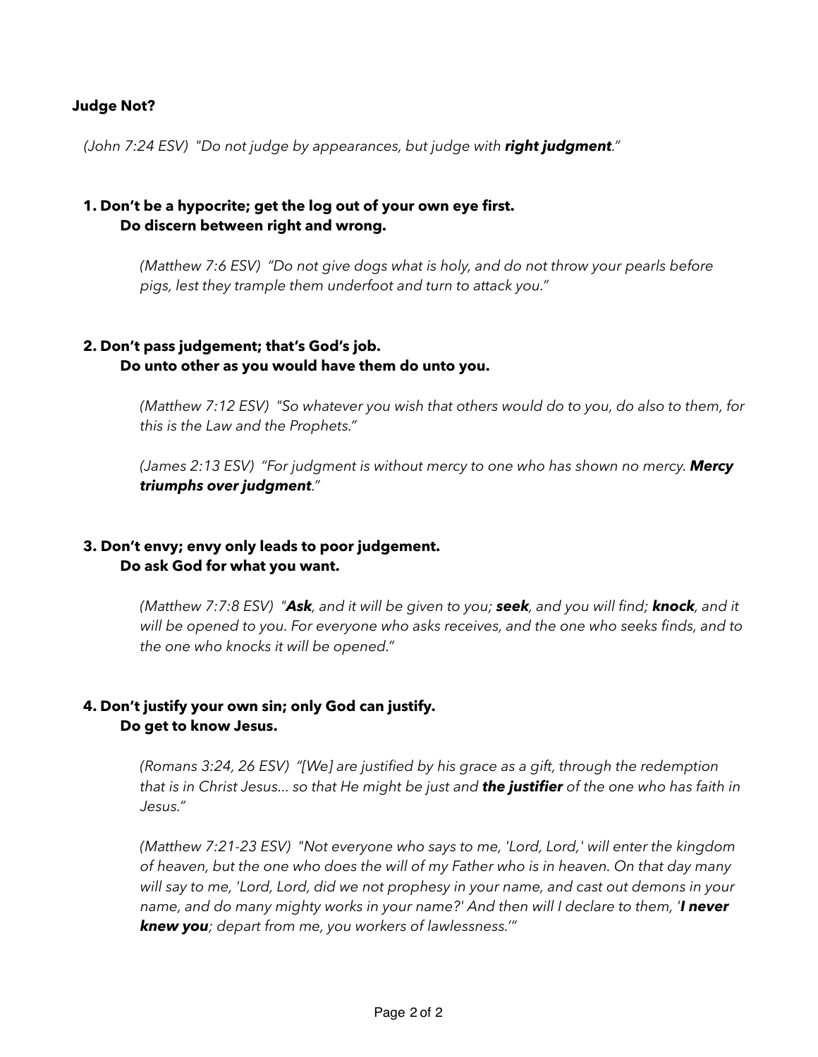**Judge Not?**

*(John 7:24 ESV) "Do not judge by appearances, but judge with **right judgment**."*

**1. Don't be a hypocrite; get the log out of your own eye first.**
**Do discern between right and wrong.**

*(Matthew 7:6 ESV) "Do not give dogs what is holy, and do not throw your pearls before pigs, lest they trample them underfoot and turn to attack you."*

**2. Don't pass judgement; that's God's job.**
**Do unto other as you would have them do unto you.**

*(Matthew 7:12 ESV) "So whatever you wish that others would do to you, do also to them, for this is the Law and the Prophets."*

*(James 2:13 ESV) "For judgment is without mercy to one who has shown no mercy. **Mercy triumphs over judgment**."*

**3. Don't envy; envy only leads to poor judgement.**
**Do ask God for what you want.**

*(Matthew 7:7:8 ESV) "**Ask**, and it will be given to you; **seek**, and you will find; **knock**, and it will be opened to you. For everyone who asks receives, and the one who seeks finds, and to the one who knocks it will be opened."*

**4. Don't justify your own sin; only God can justify.**
**Do get to know Jesus.**

*(Romans 3:24, 26 ESV) "[We] are justified by his grace as a gift, through the redemption that is in Christ Jesus... so that He might be just and **the justifier** of the one who has faith in Jesus."*

*(Matthew 7:21-23 ESV) "Not everyone who says to me, 'Lord, Lord,' will enter the kingdom of heaven, but the one who does the will of my Father who is in heaven. On that day many will say to me, 'Lord, Lord, did we not prophesy in your name, and cast out demons in your name, and do many mighty works in your name?' And then will I declare to them, '**I never knew you**; depart from me, you workers of lawlessness.'"*